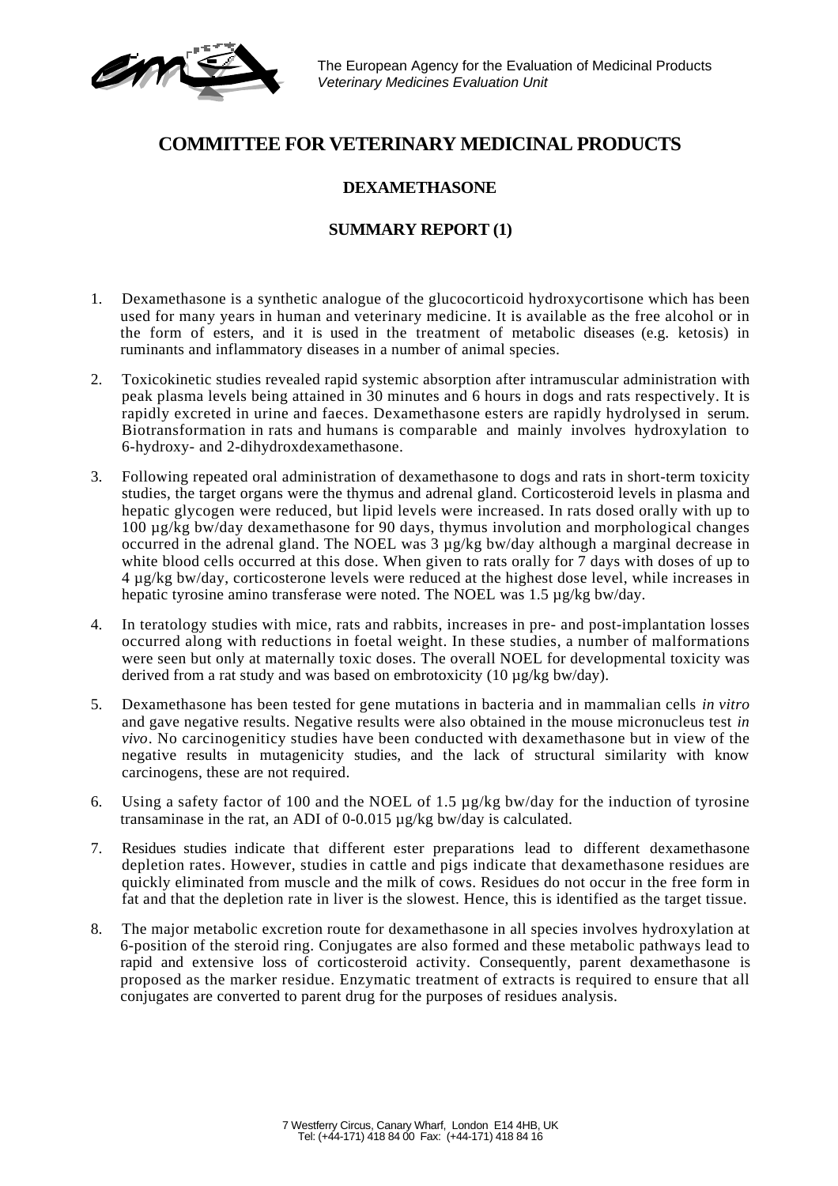The European Agency for the Evaluation of Medicinal Products
*Veterinary Medicines Evaluation Unit*

# COMMITTEE FOR VETERINARY MEDICINAL PRODUCTS

## DEXAMETHASONE

## SUMMARY REPORT (1)

1. Dexamethasone is a synthetic analogue of the glucocorticoid hydroxycortisone which has been used for many years in human and veterinary medicine. It is available as the free alcohol or in the form of esters, and it is used in the treatment of metabolic diseases (e.g. ketosis) in ruminants and inflammatory diseases in a number of animal species.

2. Toxicokinetic studies revealed rapid systemic absorption after intramuscular administration with peak plasma levels being attained in 30 minutes and 6 hours in dogs and rats respectively. It is rapidly excreted in urine and faeces. Dexamethasone esters are rapidly hydrolysed in serum. Biotransformation in rats and humans is comparable and mainly involves hydroxylation to 6-hydroxy- and 2-dihydroxdexamethasone.

3. Following repeated oral administration of dexamethasone to dogs and rats in short-term toxicity studies, the target organs were the thymus and adrenal gland. Corticosteroid levels in plasma and hepatic glycogen were reduced, but lipid levels were increased. In rats dosed orally with up to 100 µg/kg bw/day dexamethasone for 90 days, thymus involution and morphological changes occurred in the adrenal gland. The NOEL was 3 µg/kg bw/day although a marginal decrease in white blood cells occurred at this dose. When given to rats orally for 7 days with doses of up to 4 µg/kg bw/day, corticosterone levels were reduced at the highest dose level, while increases in hepatic tyrosine amino transferase were noted. The NOEL was 1.5 µg/kg bw/day.

4. In teratology studies with mice, rats and rabbits, increases in pre- and post-implantation losses occurred along with reductions in foetal weight. In these studies, a number of malformations were seen but only at maternally toxic doses. The overall NOEL for developmental toxicity was derived from a rat study and was based on embrotoxicity (10 µg/kg bw/day).

5. Dexamethasone has been tested for gene mutations in bacteria and in mammalian cells *in vitro* and gave negative results. Negative results were also obtained in the mouse micronucleus test *in vivo*. No carcinogeniticy studies have been conducted with dexamethasone but in view of the negative results in mutagenicity studies, and the lack of structural similarity with know carcinogens, these are not required.

6. Using a safety factor of 100 and the NOEL of 1.5 µg/kg bw/day for the induction of tyrosine transaminase in the rat, an ADI of 0-0.015 µg/kg bw/day is calculated.

7. Residues studies indicate that different ester preparations lead to different dexamethasone depletion rates. However, studies in cattle and pigs indicate that dexamethasone residues are quickly eliminated from muscle and the milk of cows. Residues do not occur in the free form in fat and that the depletion rate in liver is the slowest. Hence, this is identified as the target tissue.

8. The major metabolic excretion route for dexamethasone in all species involves hydroxylation at 6-position of the steroid ring. Conjugates are also formed and these metabolic pathways lead to rapid and extensive loss of corticosteroid activity. Consequently, parent dexamethasone is proposed as the marker residue. Enzymatic treatment of extracts is required to ensure that all conjugates are converted to parent drug for the purposes of residues analysis.

7 Westferry Circus, Canary Wharf, London E14 4HB, UK
Tel: (+44-171) 418 84 00 Fax: (+44-171) 418 84 16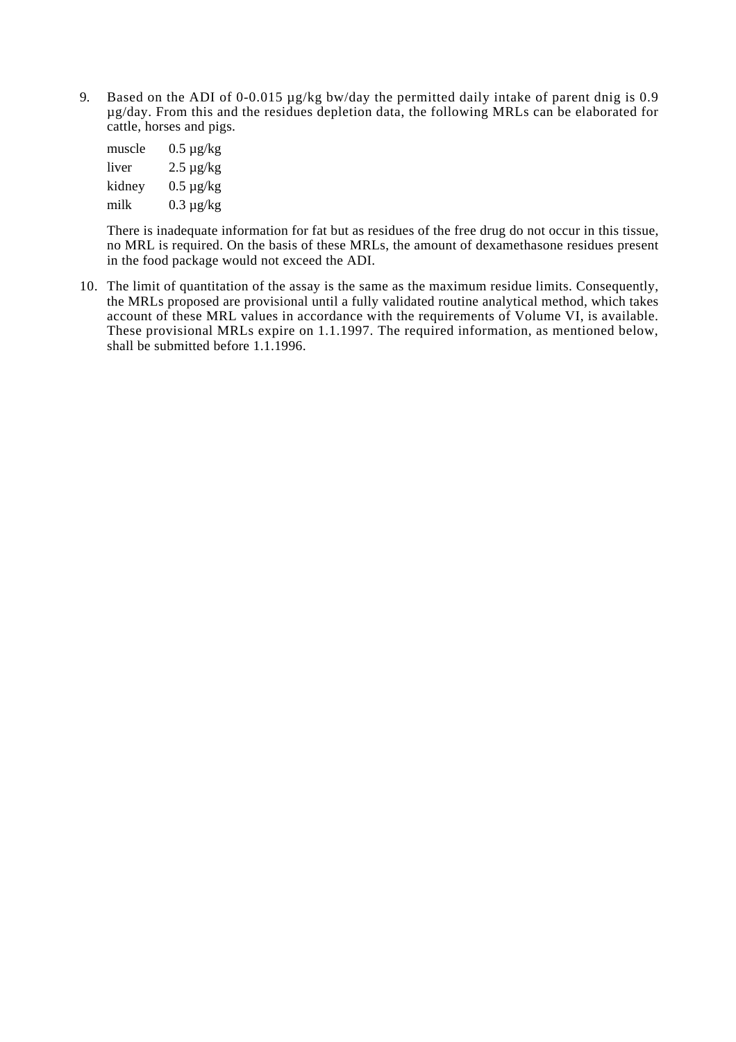9. Based on the ADI of 0-0.015 µg/kg bw/day the permitted daily intake of parent dnig is 0.9 µg/day. From this and the residues depletion data, the following MRLs can be elaborated for cattle, horses and pigs.

   | | |
   |---|---|
   | muscle | 0.5 µg/kg |
   | liver | 2.5 µg/kg |
   | kidney | 0.5 µg/kg |
   | milk | 0.3 µg/kg |

   There is inadequate information for fat but as residues of the free drug do not occur in this tissue, no MRL is required. On the basis of these MRLs, the amount of dexamethasone residues present in the food package would not exceed the ADI.

10. The limit of quantitation of the assay is the same as the maximum residue limits. Consequently, the MRLs proposed are provisional until a fully validated routine analytical method, which takes account of these MRL values in accordance with the requirements of Volume VI, is available. These provisional MRLs expire on 1.1.1997. The required information, as mentioned below, shall be submitted before 1.1.1996.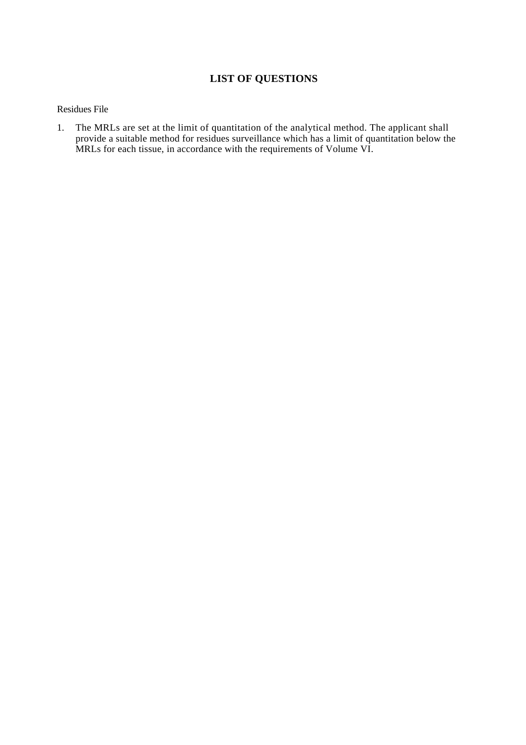# LIST OF QUESTIONS

Residues File

1. The MRLs are set at the limit of quantitation of the analytical method. The applicant shall provide a suitable method for residues surveillance which has a limit of quantitation below the MRLs for each tissue, in accordance with the requirements of Volume VI.